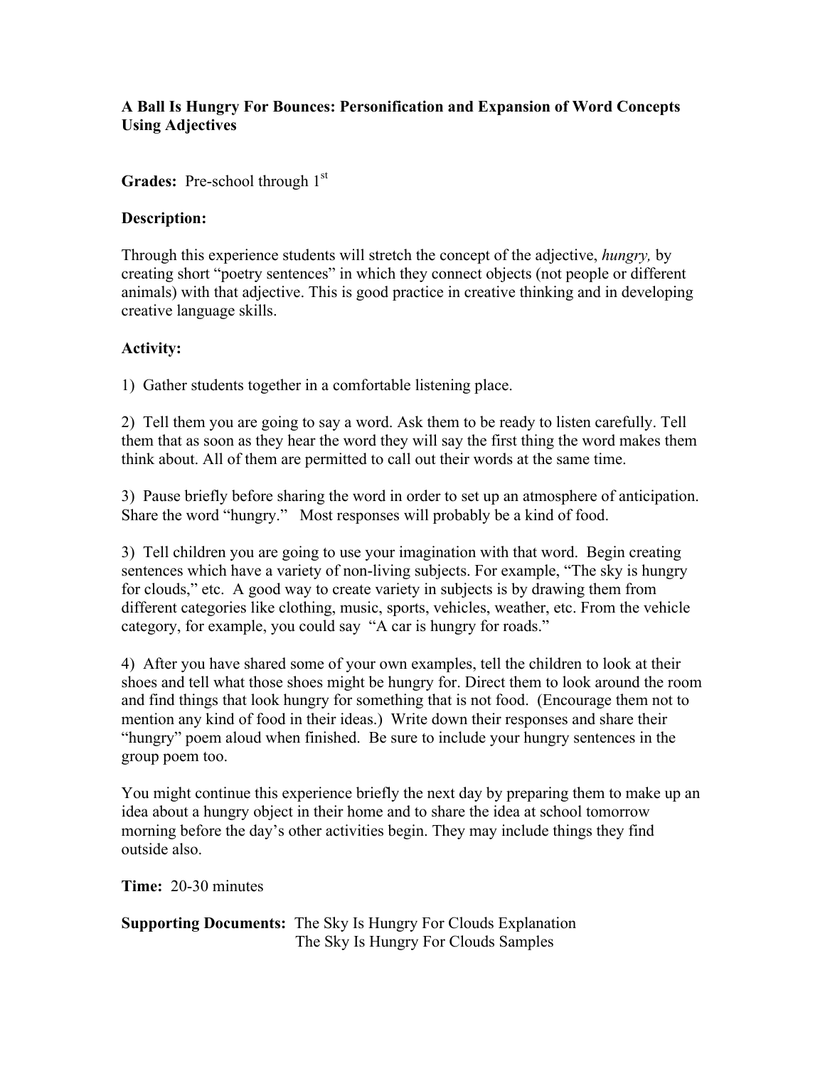**A Ball Is Hungry For Bounces: Personification and Expansion of Word Concepts Using Adjectives**

**Grades:** Pre-school through 1st

**Description:**

Through this experience students will stretch the concept of the adjective, *hungry,* by creating short "poetry sentences" in which they connect objects (not people or different animals) with that adjective. This is good practice in creative thinking and in developing creative language skills.

**Activity:**

1) Gather students together in a comfortable listening place.

2) Tell them you are going to say a word. Ask them to be ready to listen carefully. Tell them that as soon as they hear the word they will say the first thing the word makes them think about. All of them are permitted to call out their words at the same time.

3) Pause briefly before sharing the word in order to set up an atmosphere of anticipation. Share the word "hungry." Most responses will probably be a kind of food.

3) Tell children you are going to use your imagination with that word. Begin creating sentences which have a variety of non-living subjects. For example, "The sky is hungry for clouds," etc. A good way to create variety in subjects is by drawing them from different categories like clothing, music, sports, vehicles, weather, etc. From the vehicle category, for example, you could say "A car is hungry for roads."

4) After you have shared some of your own examples, tell the children to look at their shoes and tell what those shoes might be hungry for. Direct them to look around the room and find things that look hungry for something that is not food. (Encourage them not to mention any kind of food in their ideas.) Write down their responses and share their "hungry" poem aloud when finished. Be sure to include your hungry sentences in the group poem too.

You might continue this experience briefly the next day by preparing them to make up an idea about a hungry object in their home and to share the idea at school tomorrow morning before the day's other activities begin. They may include things they find outside also.

**Time:** 20-30 minutes

**Supporting Documents:** The Sky Is Hungry For Clouds Explanation
The Sky Is Hungry For Clouds Samples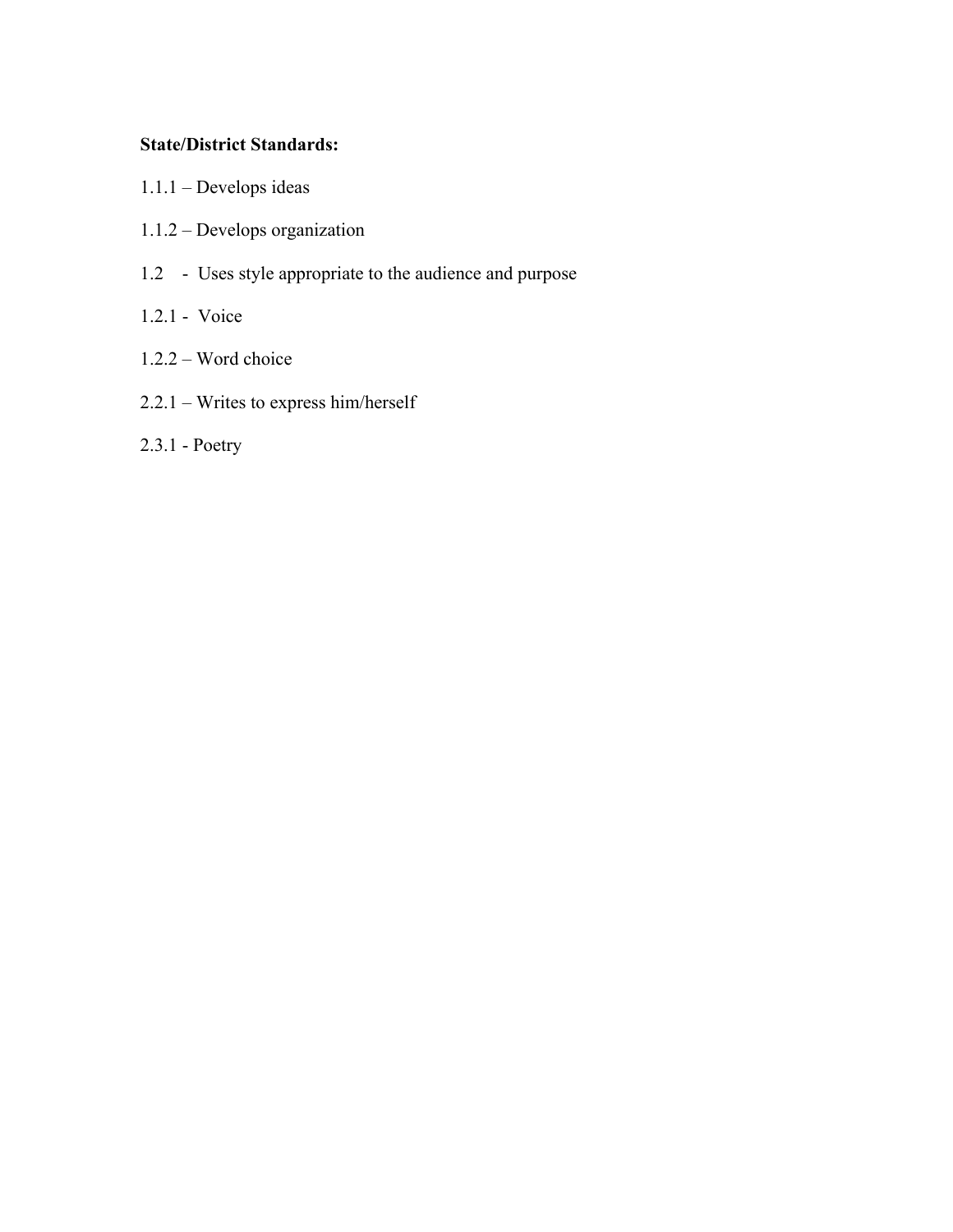**State/District Standards:**

1.1.1 – Develops ideas

1.1.2 – Develops organization

1.2 - Uses style appropriate to the audience and purpose

1.2.1 - Voice

1.2.2 – Word choice

2.2.1 – Writes to express him/herself

2.3.1 - Poetry